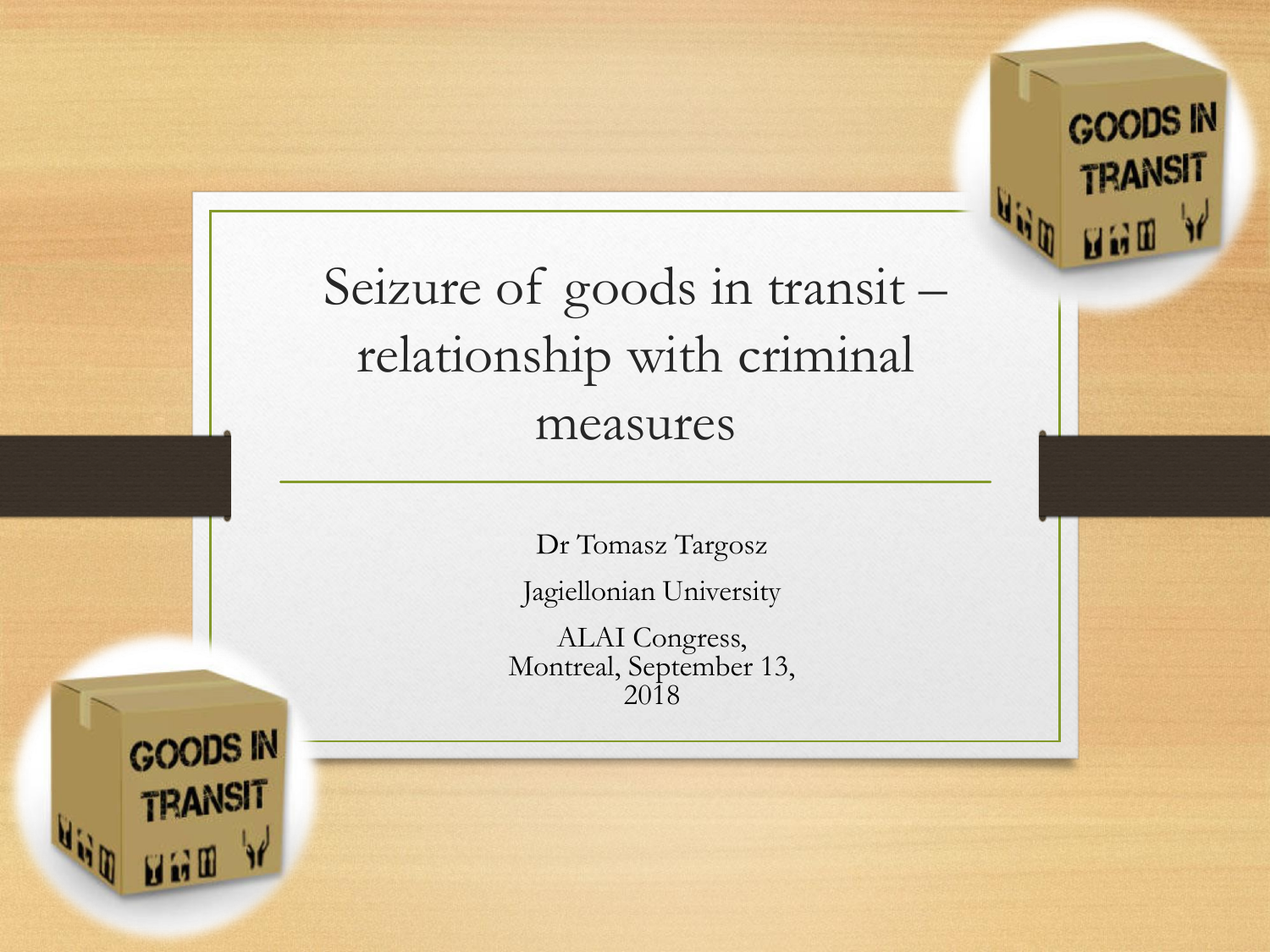# Seizure of goods in transit – relationship with criminal measures

Dr Tomasz Targosz

Jagiellonian University

ALAI Congress, Montreal, September 13, 2018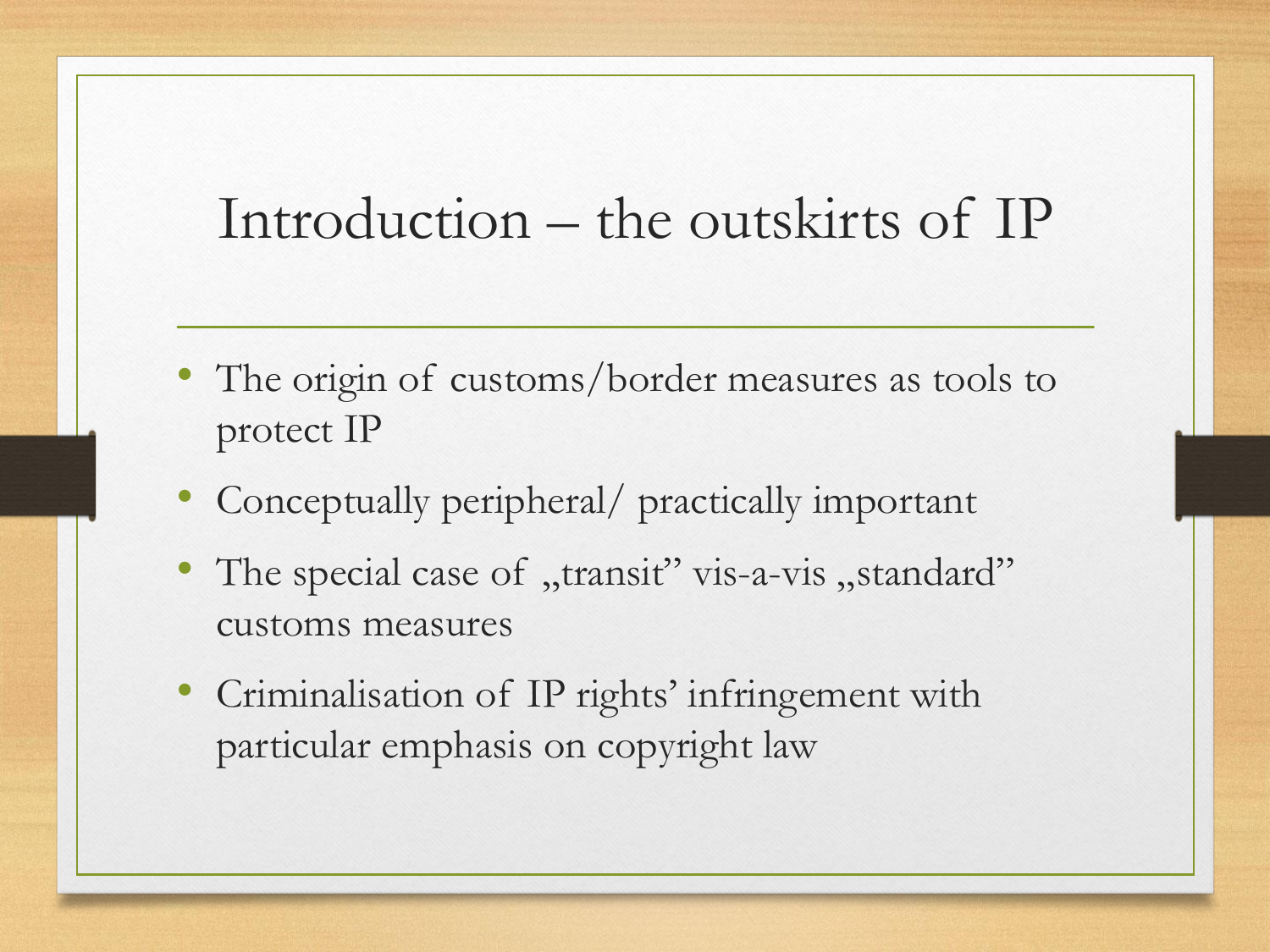# Introduction – the outskirts of IP

- The origin of customs/border measures as tools to protect IP
- Conceptually peripheral/ practically important
- The special case of „transit" vis-a-vis „standard" customs measures
- Criminalisation of IP rights' infringement with particular emphasis on copyright law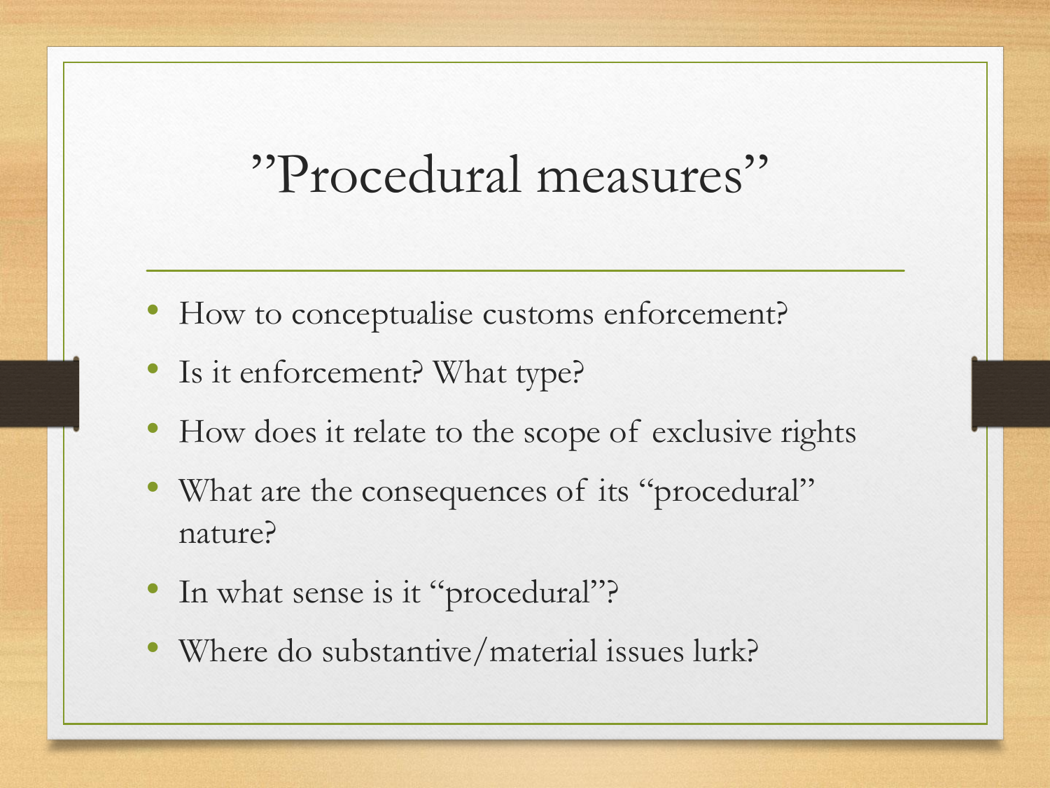# ”Procedural measures”

- How to conceptualise customs enforcement?
- Is it enforcement? What type?
- How does it relate to the scope of exclusive rights
- What are the consequences of its “procedural” nature?
- In what sense is it “procedural”?
- Where do substantive/material issues lurk?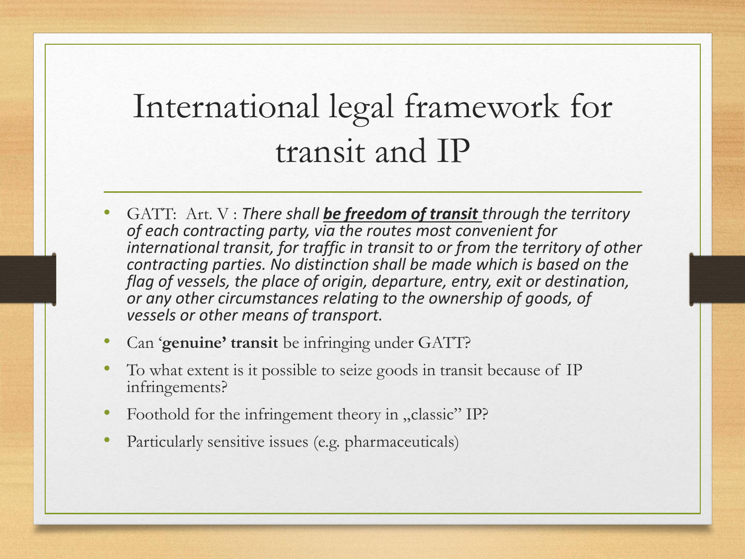# International legal framework for transit and IP

- GATT: Art. V : *There shall* ***be freedom of transit*** *through the territory of each contracting party, via the routes most convenient for international transit, for traffic in transit to or from the territory of other contracting parties. No distinction shall be made which is based on the flag of vessels, the place of origin, departure, entry, exit or destination, or any other circumstances relating to the ownership of goods, of vessels or other means of transport.*
- Can '**genuine' transit** be infringing under GATT?
- To what extent is it possible to seize goods in transit because of IP infringements?
- Foothold for the infringement theory in „classic" IP?
- Particularly sensitive issues (e.g. pharmaceuticals)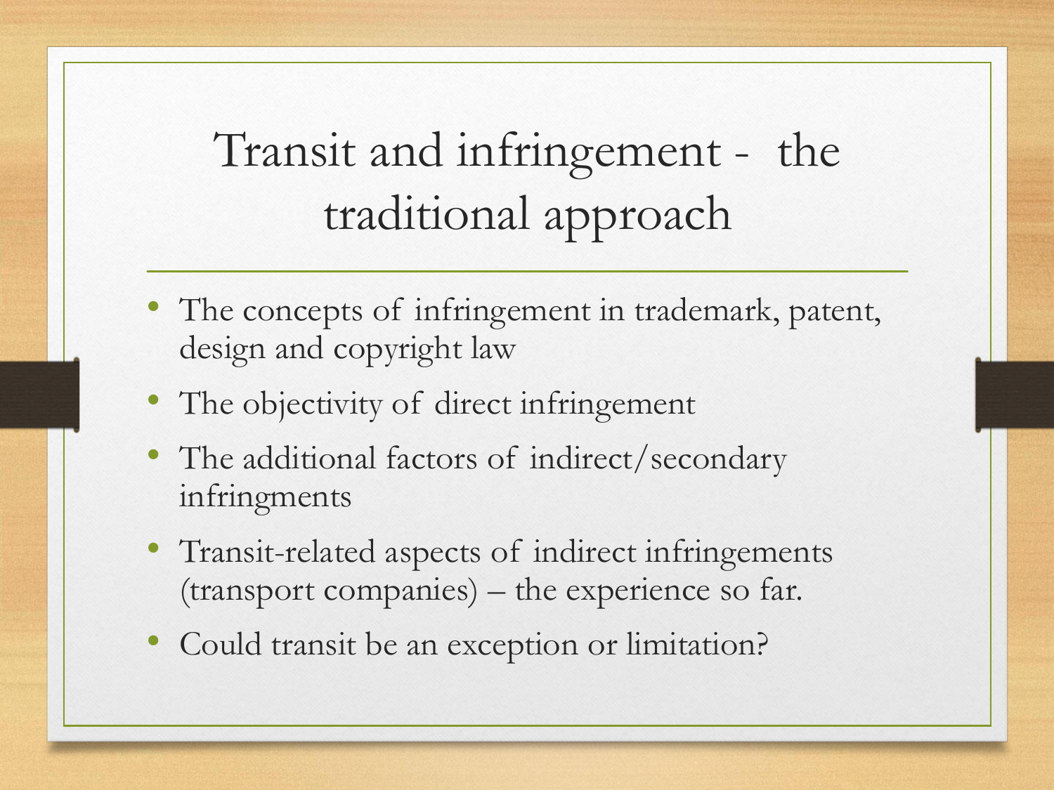# Transit and infringement - the traditional approach

- The concepts of infringement in trademark, patent, design and copyright law
- The objectivity of direct infringement
- The additional factors of indirect/secondary infringments
- Transit-related aspects of indirect infringements (transport companies) – the experience so far.
- Could transit be an exception or limitation?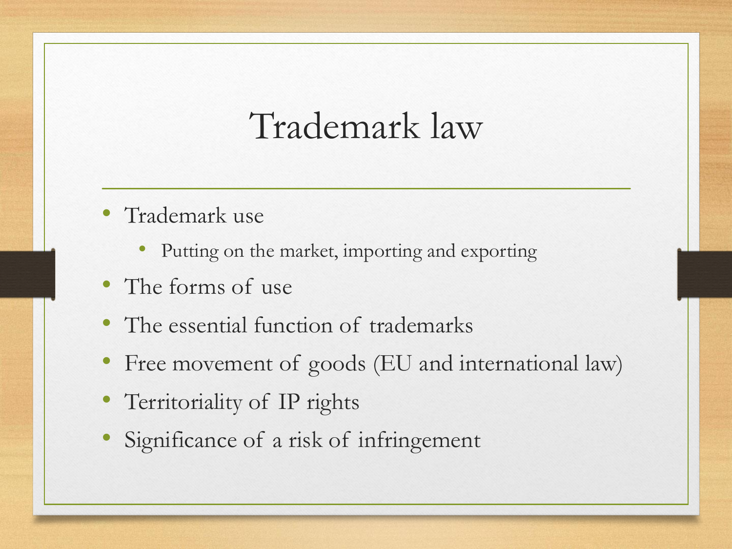# Trademark law

- Trademark use
  - Putting on the market, importing and exporting
- The forms of use
- The essential function of trademarks
- Free movement of goods (EU and international law)
- Territoriality of IP rights
- Significance of a risk of infringement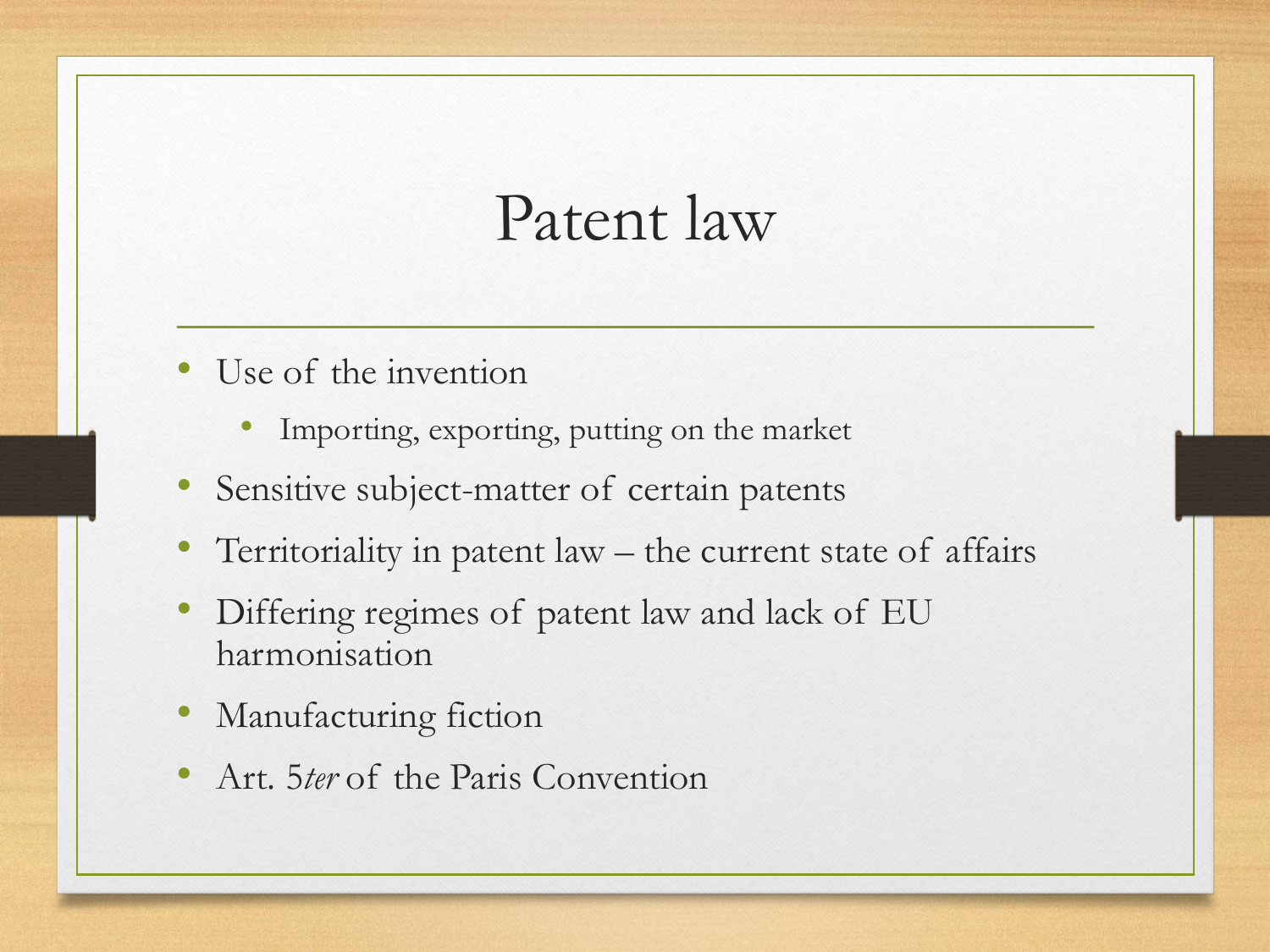# Patent law

- Use of the invention
  - Importing, exporting, putting on the market
- Sensitive subject-matter of certain patents
- Territoriality in patent law – the current state of affairs
- Differing regimes of patent law and lack of EU harmonisation
- Manufacturing fiction
- Art. 5*ter* of the Paris Convention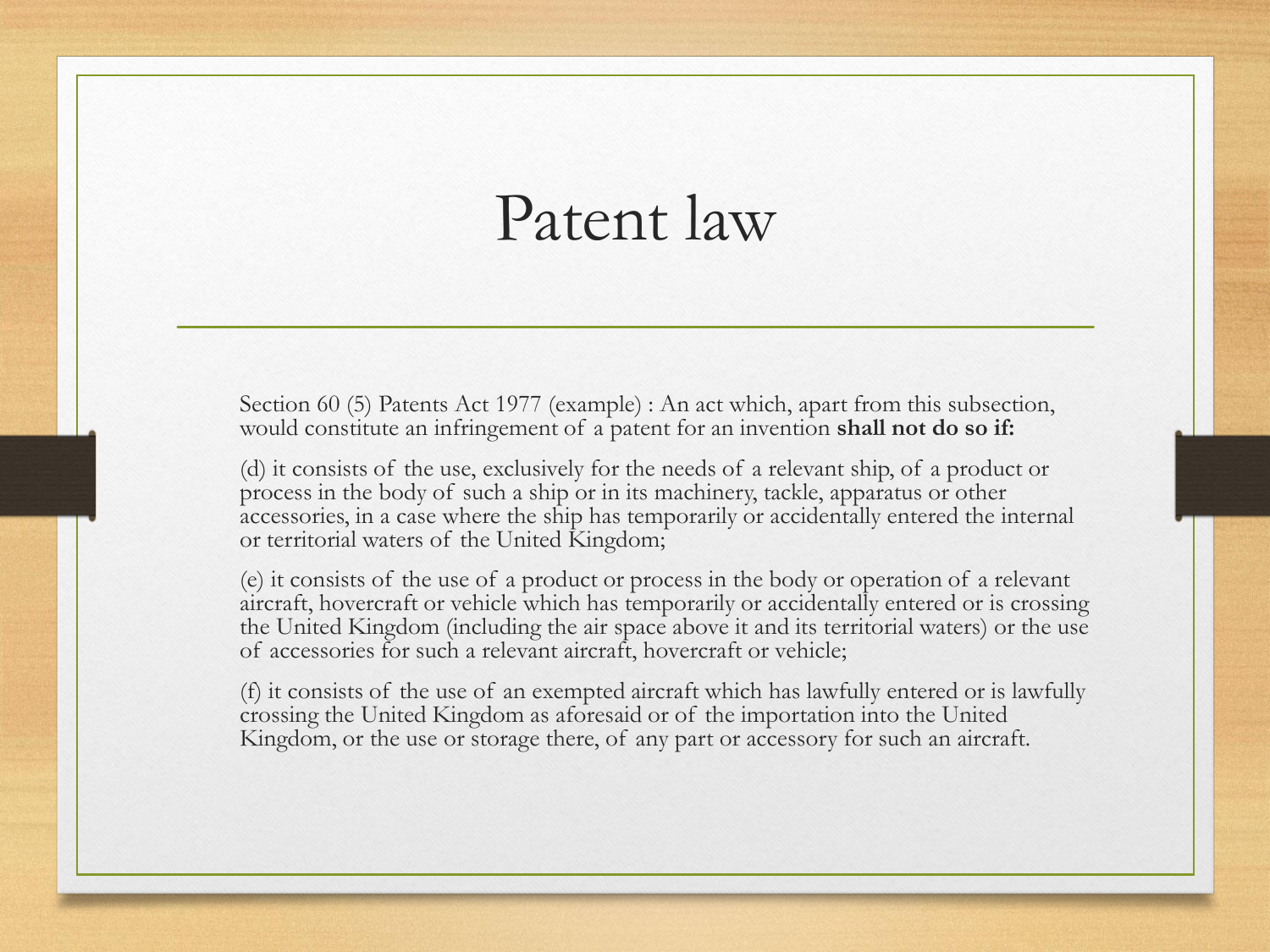# Patent law

Section 60 (5) Patents Act 1977 (example) : An act which, apart from this subsection, would constitute an infringement of a patent for an invention **shall not do so if:**

(d) it consists of the use, exclusively for the needs of a relevant ship, of a product or process in the body of such a ship or in its machinery, tackle, apparatus or other accessories, in a case where the ship has temporarily or accidentally entered the internal or territorial waters of the United Kingdom;

(e) it consists of the use of a product or process in the body or operation of a relevant aircraft, hovercraft or vehicle which has temporarily or accidentally entered or is crossing the United Kingdom (including the air space above it and its territorial waters) or the use of accessories for such a relevant aircraft, hovercraft or vehicle;

(f) it consists of the use of an exempted aircraft which has lawfully entered or is lawfully crossing the United Kingdom as aforesaid or of the importation into the United Kingdom, or the use or storage there, of any part or accessory for such an aircraft.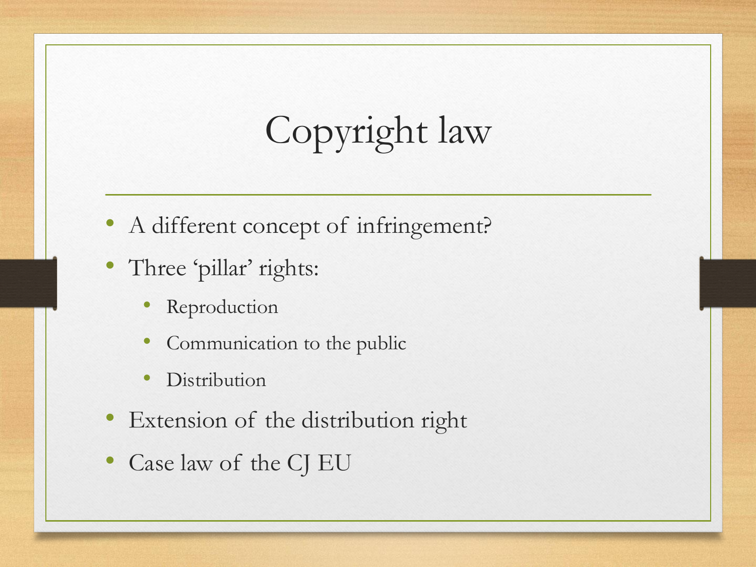# Copyright law

- A different concept of infringement?
- Three 'pillar' rights:
  - Reproduction
  - Communication to the public
  - Distribution
- Extension of the distribution right
- Case law of the CJ EU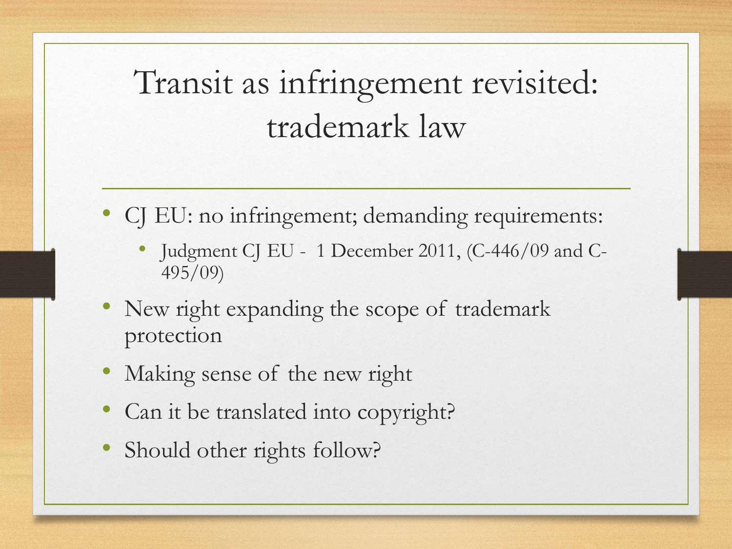# Transit as infringement revisited: trademark law

- CJ EU: no infringement; demanding requirements:
  - Judgment CJ EU - 1 December 2011, (C-446/09 and C-495/09)
- New right expanding the scope of trademark protection
- Making sense of the new right
- Can it be translated into copyright?
- Should other rights follow?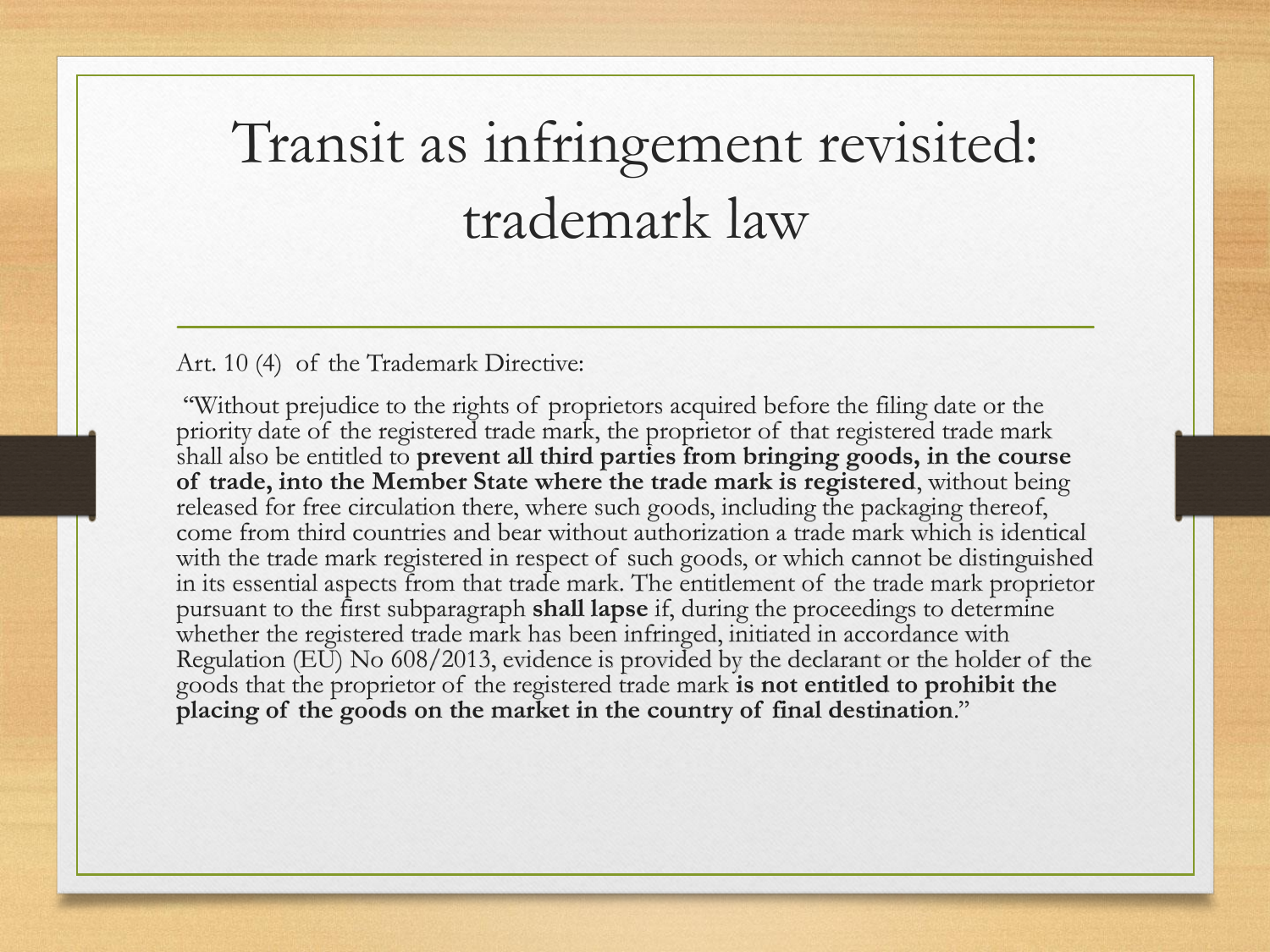# Transit as infringement revisited: trademark law

Art. 10 (4) of the Trademark Directive:

"Without prejudice to the rights of proprietors acquired before the filing date or the priority date of the registered trade mark, the proprietor of that registered trade mark shall also be entitled to **prevent all third parties from bringing goods, in the course of trade, into the Member State where the trade mark is registered**, without being released for free circulation there, where such goods, including the packaging thereof, come from third countries and bear without authorization a trade mark which is identical with the trade mark registered in respect of such goods, or which cannot be distinguished in its essential aspects from that trade mark. The entitlement of the trade mark proprietor pursuant to the first subparagraph **shall lapse** if, during the proceedings to determine whether the registered trade mark has been infringed, initiated in accordance with Regulation (EU) No 608/2013, evidence is provided by the declarant or the holder of the goods that the proprietor of the registered trade mark **is not entitled to prohibit the placing of the goods on the market in the country of final destination**."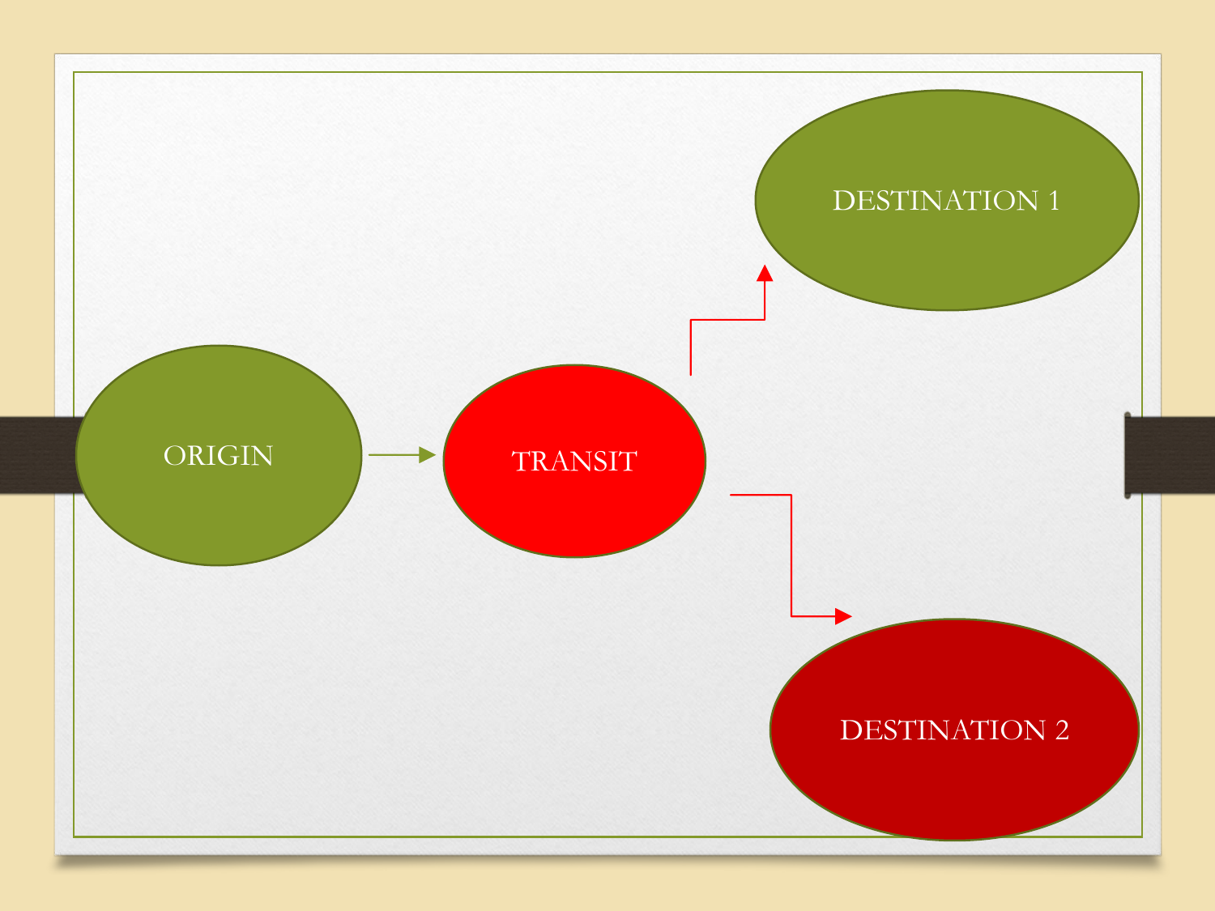ORIGIN

TRANSIT

DESTINATION 1

DESTINATION 2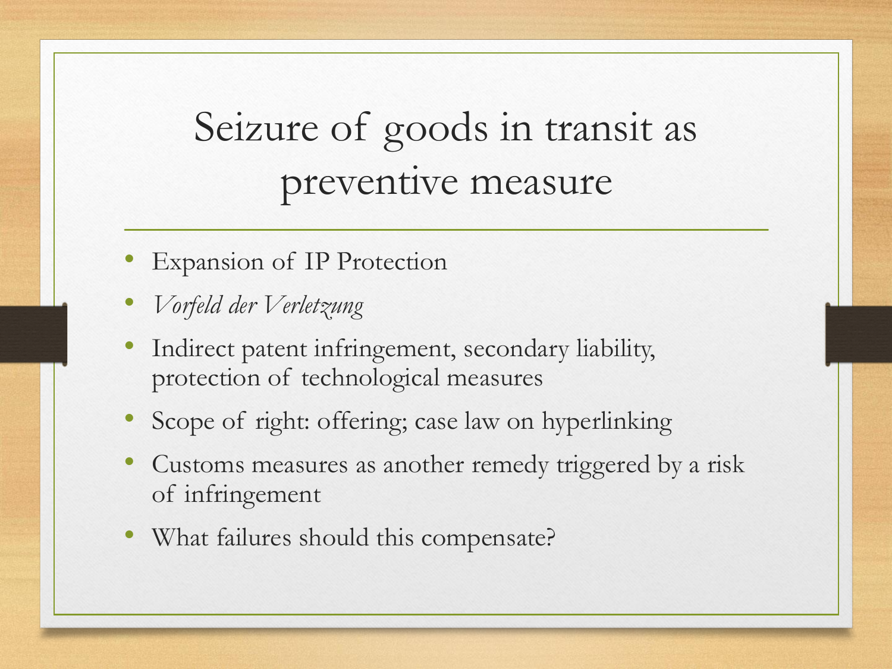# Seizure of goods in transit as preventive measure

- Expansion of IP Protection
- *Vorfeld der Verletzung*
- Indirect patent infringement, secondary liability, protection of technological measures
- Scope of right: offering; case law on hyperlinking
- Customs measures as another remedy triggered by a risk of infringement
- What failures should this compensate?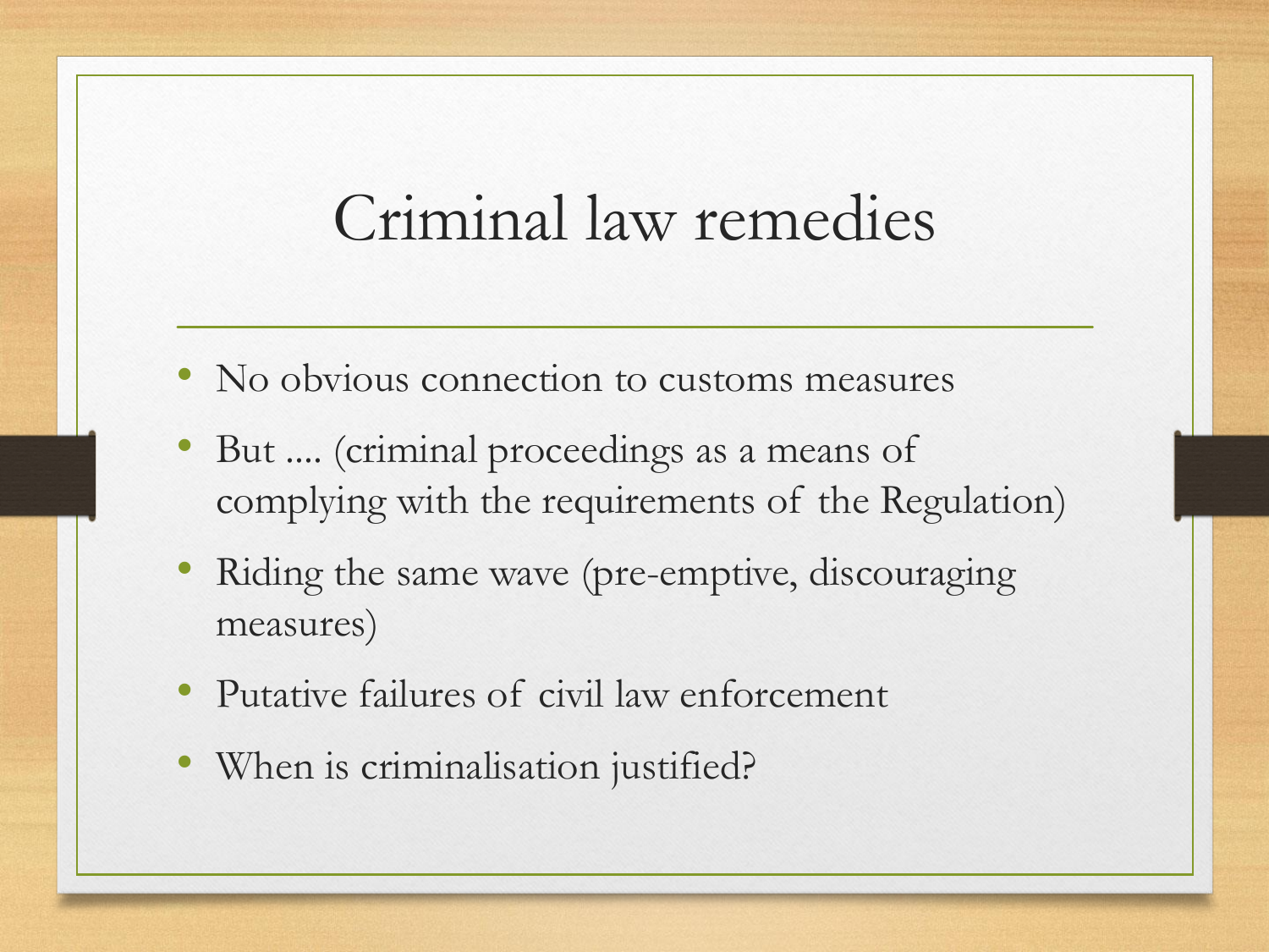# Criminal law remedies

- No obvious connection to customs measures
- But .... (criminal proceedings as a means of complying with the requirements of the Regulation)
- Riding the same wave (pre-emptive, discouraging measures)
- Putative failures of civil law enforcement
- When is criminalisation justified?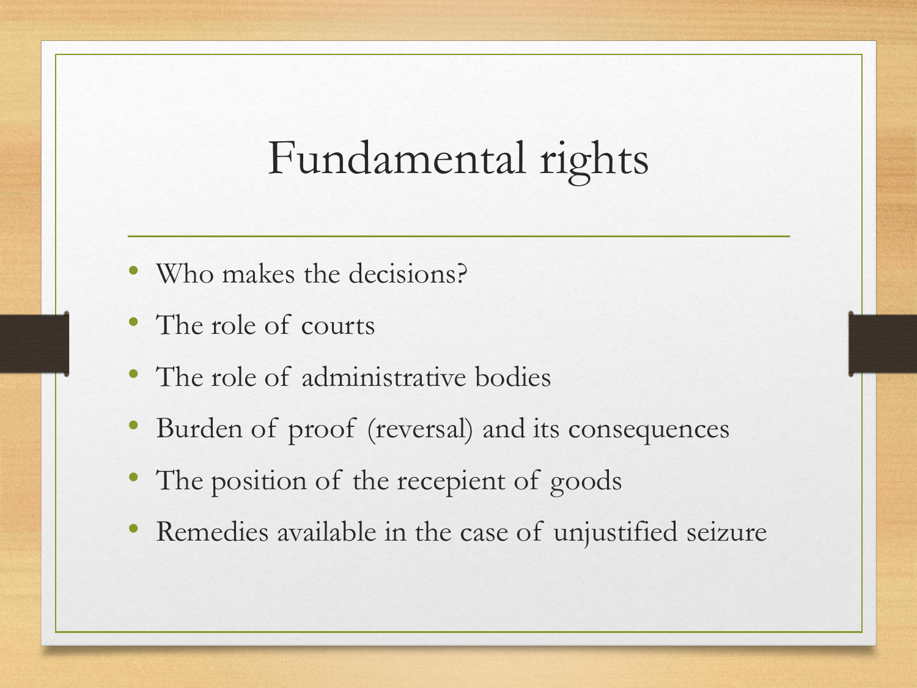# Fundamental rights

- Who makes the decisions?
- The role of courts
- The role of administrative bodies
- Burden of proof (reversal) and its consequences
- The position of the recepient of goods
- Remedies available in the case of unjustified seizure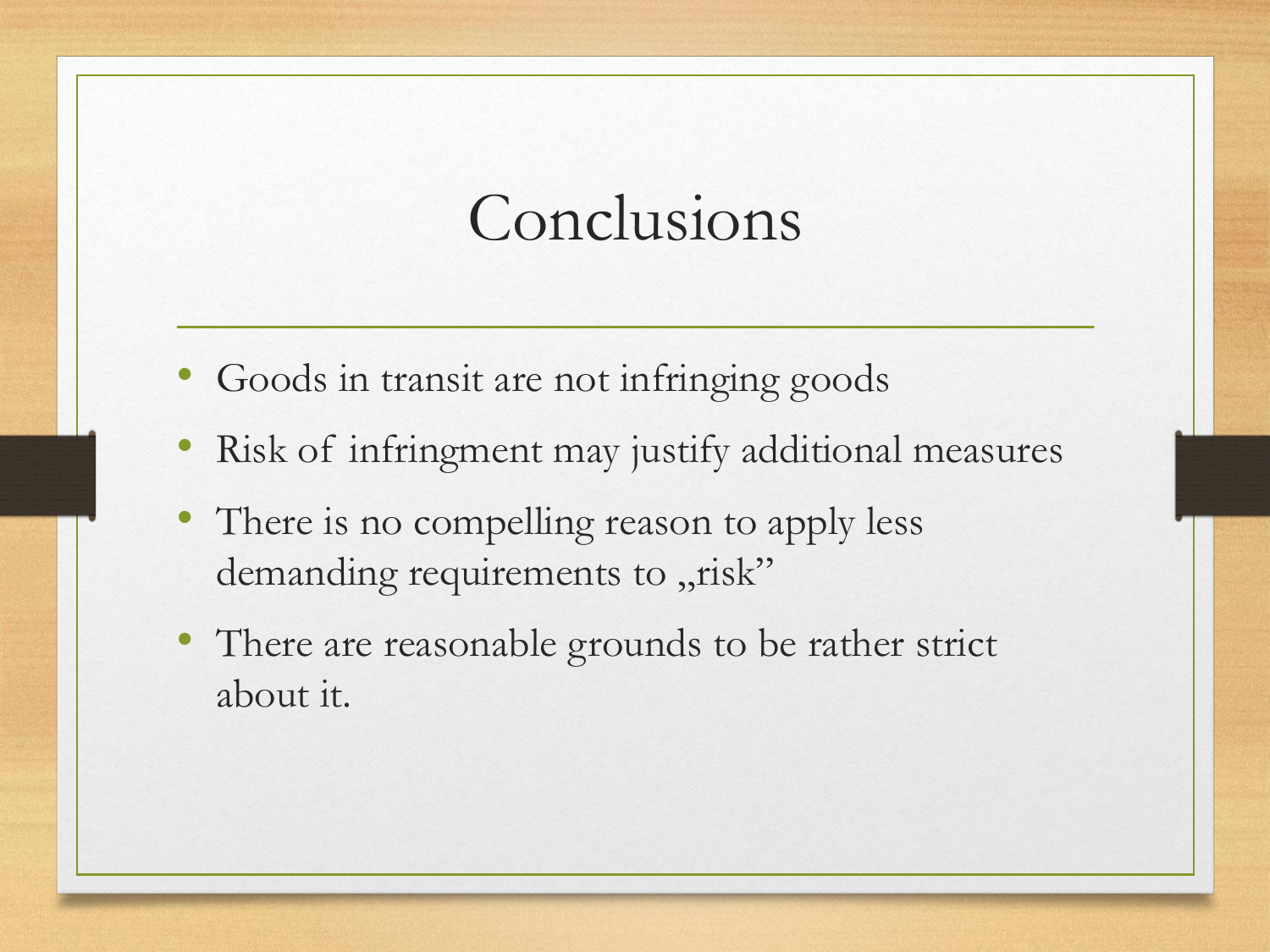# Conclusions

- Goods in transit are not infringing goods
- Risk of infringment may justify additional measures
- There is no compelling reason to apply less demanding requirements to „risk"
- There are reasonable grounds to be rather strict about it.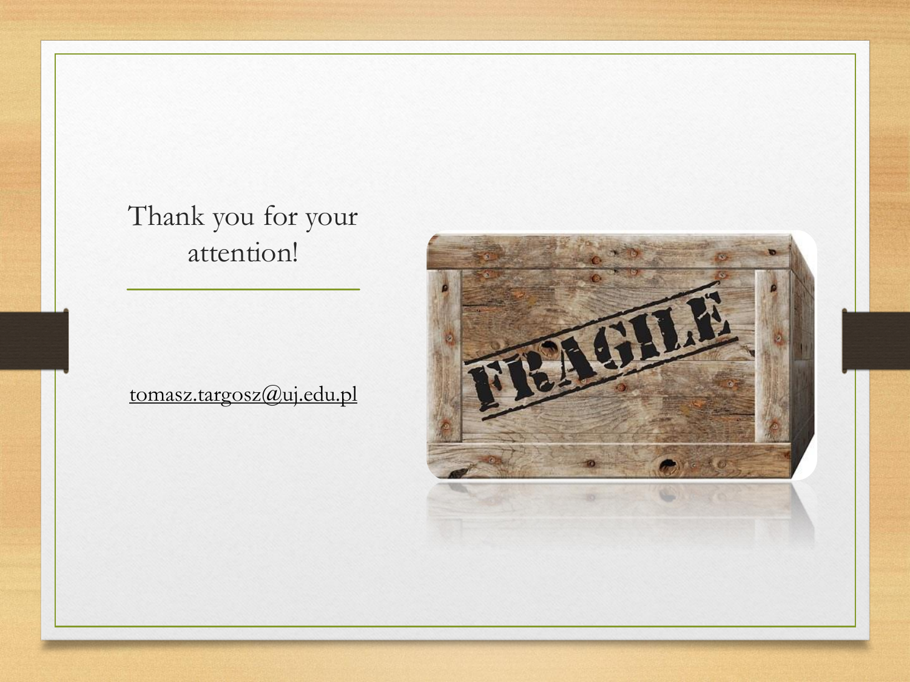Thank you for your attention!

tomasz.targosz@uj.edu.pl